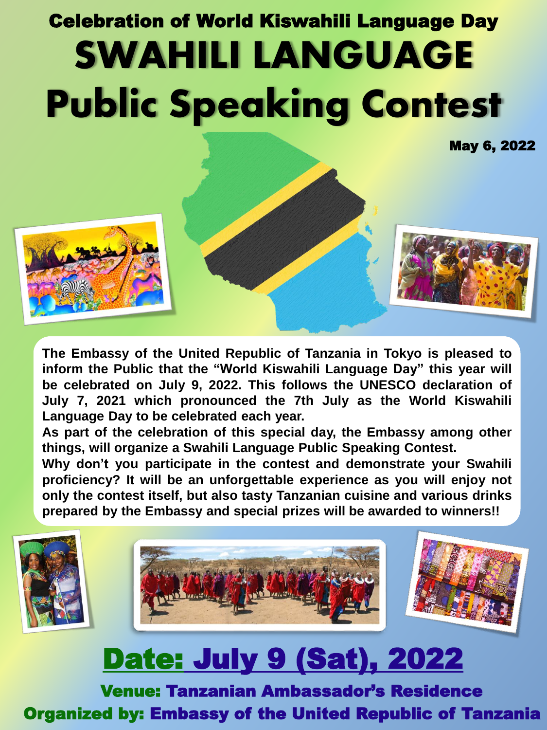### Celebration of World Kiswahili Language Day

# SWAHILI LANGUAGE Public Speaking Contest

**May 6, 2022**

**The Embassy of the United Republic of Tanzania in Tokyo is pleased to inform the Public that the "World Kiswahili Language Day" this year will be celebrated on July 9, 2022. This follows the UNESCO declaration of July 7, 2021 which pronounced the 7th July as the World Kiswahili Language Day to be celebrated each year.**

**As part of the celebration of this special day, the Embassy among other things, will organize a Swahili Language Public Speaking Contest.**

**Why don't you participate in the contest and demonstrate your Swahili proficiency? It will be an unforgettable experience as you will enjoy not only the contest itself, but also tasty Tanzanian cuisine and various drinks prepared by the Embassy and special prizes will be awarded to winners!!**

## Date: July 9 (Sat), 2022

**Venue: Tanzanian Ambassador's Residence**

**Organized by: Embassy of the United Republic of Tanzania**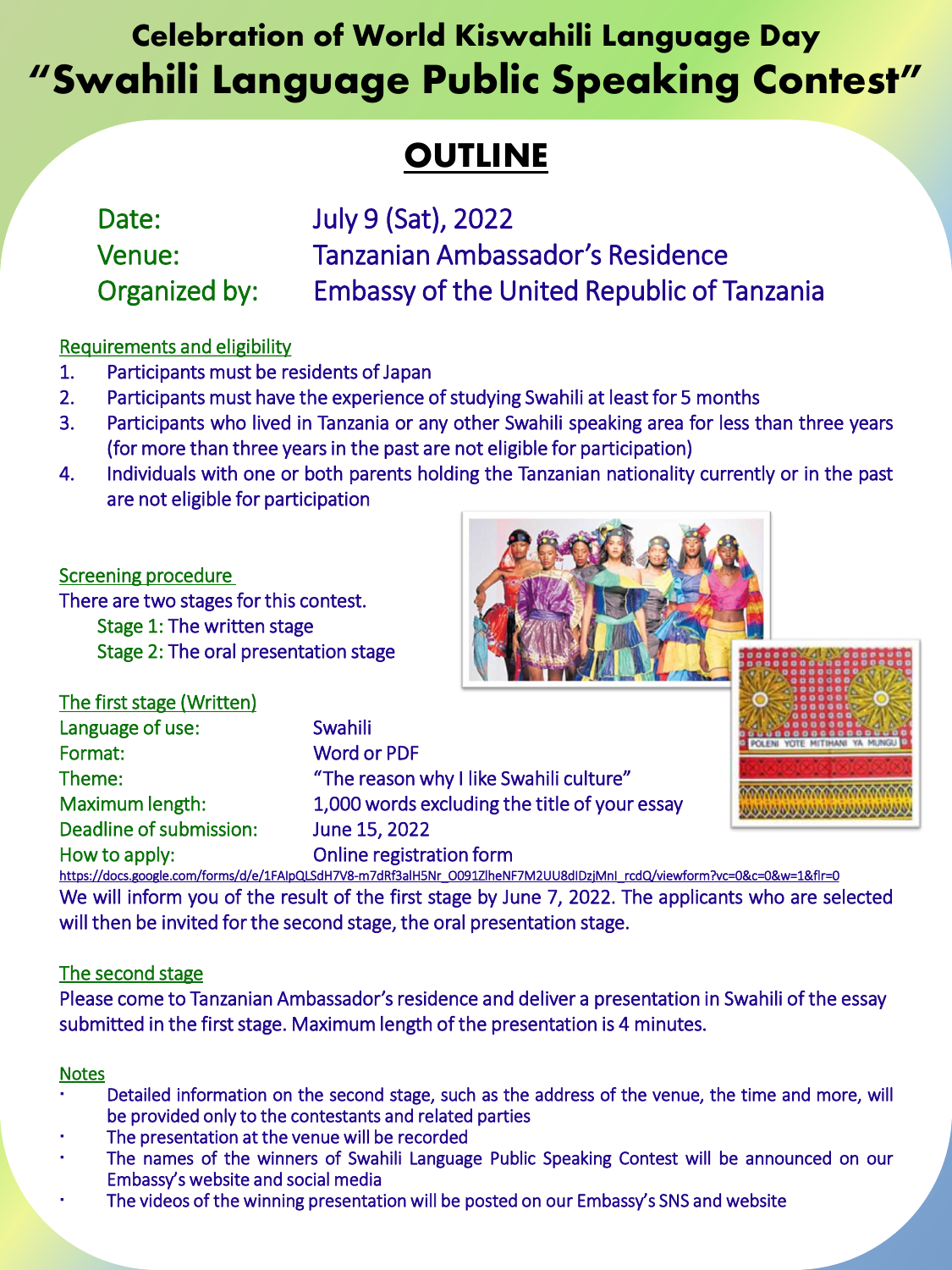# Celebration of World Kiswahili Language Day
# "Swahili Language Public Speaking Contest"

## OUTLINE

| | |
|---|---|
| Date: | July 9 (Sat), 2022 |
| Venue: | Tanzanian Ambassador's Residence |
| Organized by: | Embassy of the United Republic of Tanzania |

### Requirements and eligibility

1. Participants must be residents of Japan
2. Participants must have the experience of studying Swahili at least for 5 months
3. Participants who lived in Tanzania or any other Swahili speaking area for less than three years (for more than three years in the past are not eligible for participation)
4. Individuals with one or both parents holding the Tanzanian nationality currently or in the past are not eligible for participation

### Screening procedure

There are two stages for this contest.

- Stage 1: The written stage
- Stage 2: The oral presentation stage

### The first stage (Written)

| | |
|---|---|
| Language of use: | Swahili |
| Format: | Word or PDF |
| Theme: | "The reason why I like Swahili culture" |
| Maximum length: | 1,000 words excluding the title of your essay |
| Deadline of submission: | June 15, 2022 |
| How to apply: | Online registration form |

https://docs.google.com/forms/d/e/1FAIpQLSdH7V8-m7dRf3alH5Nr_O091ZlheNF7M2UU8dIDzjMnI_rcdQ/viewform?vc=0&c=0&w=1&flr=0

We will inform you of the result of the first stage by June 7, 2022. The applicants who are selected will then be invited for the second stage, the oral presentation stage.

### The second stage

Please come to Tanzanian Ambassador's residence and deliver a presentation in Swahili of the essay submitted in the first stage. Maximum length of the presentation is 4 minutes.

### Notes

- Detailed information on the second stage, such as the address of the venue, the time and more, will be provided only to the contestants and related parties
- The presentation at the venue will be recorded
- The names of the winners of Swahili Language Public Speaking Contest will be announced on our Embassy's website and social media
- The videos of the winning presentation will be posted on our Embassy's SNS and website